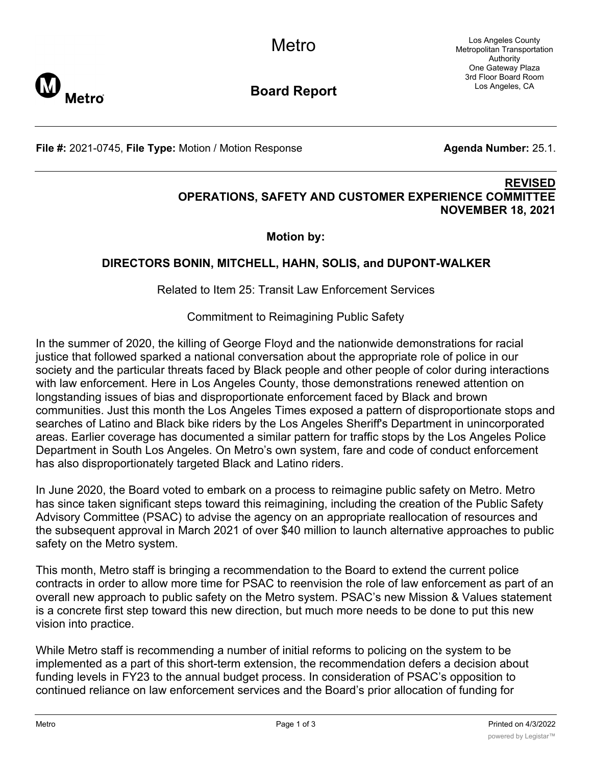# Metro

## Board Report

Los Angeles County Metropolitan Transportation Authority
One Gateway Plaza
3rd Floor Board Room
Los Angeles, CA

**File #:** 2021-0745, **File Type:** Motion / Motion Response **Agenda Number:** 25.1.

**REVISED**
**OPERATIONS, SAFETY AND CUSTOMER EXPERIENCE COMMITTEE**
**NOVEMBER 18, 2021**

**Motion by:**

**DIRECTORS BONIN, MITCHELL, HAHN, SOLIS, and DUPONT-WALKER**

Related to Item 25: Transit Law Enforcement Services

Commitment to Reimagining Public Safety

In the summer of 2020, the killing of George Floyd and the nationwide demonstrations for racial justice that followed sparked a national conversation about the appropriate role of police in our society and the particular threats faced by Black people and other people of color during interactions with law enforcement. Here in Los Angeles County, those demonstrations renewed attention on longstanding issues of bias and disproportionate enforcement faced by Black and brown communities. Just this month the Los Angeles Times exposed a pattern of disproportionate stops and searches of Latino and Black bike riders by the Los Angeles Sheriff's Department in unincorporated areas. Earlier coverage has documented a similar pattern for traffic stops by the Los Angeles Police Department in South Los Angeles. On Metro's own system, fare and code of conduct enforcement has also disproportionately targeted Black and Latino riders.

In June 2020, the Board voted to embark on a process to reimagine public safety on Metro. Metro has since taken significant steps toward this reimagining, including the creation of the Public Safety Advisory Committee (PSAC) to advise the agency on an appropriate reallocation of resources and the subsequent approval in March 2021 of over $40 million to launch alternative approaches to public safety on the Metro system.

This month, Metro staff is bringing a recommendation to the Board to extend the current police contracts in order to allow more time for PSAC to reenvision the role of law enforcement as part of an overall new approach to public safety on the Metro system. PSAC's new Mission & Values statement is a concrete first step toward this new direction, but much more needs to be done to put this new vision into practice.

While Metro staff is recommending a number of initial reforms to policing on the system to be implemented as a part of this short-term extension, the recommendation defers a decision about funding levels in FY23 to the annual budget process. In consideration of PSAC's opposition to continued reliance on law enforcement services and the Board's prior allocation of funding for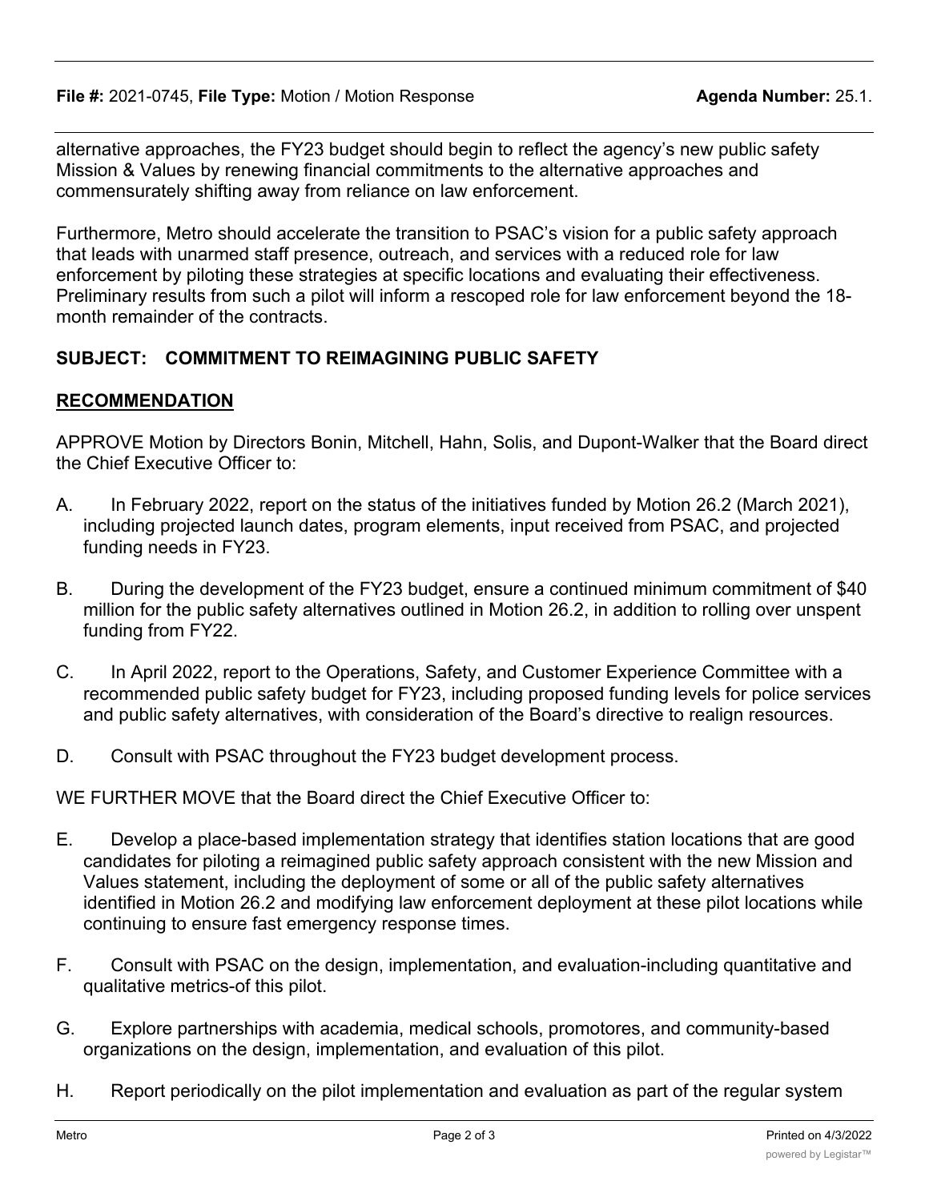alternative approaches, the FY23 budget should begin to reflect the agency's new public safety Mission & Values by renewing financial commitments to the alternative approaches and commensurately shifting away from reliance on law enforcement.

Furthermore, Metro should accelerate the transition to PSAC's vision for a public safety approach that leads with unarmed staff presence, outreach, and services with a reduced role for law enforcement by piloting these strategies at specific locations and evaluating their effectiveness. Preliminary results from such a pilot will inform a rescoped role for law enforcement beyond the 18-month remainder of the contracts.

**SUBJECT: COMMITMENT TO REIMAGINING PUBLIC SAFETY**

**RECOMMENDATION**

APPROVE Motion by Directors Bonin, Mitchell, Hahn, Solis, and Dupont-Walker that the Board direct the Chief Executive Officer to:

A. In February 2022, report on the status of the initiatives funded by Motion 26.2 (March 2021), including projected launch dates, program elements, input received from PSAC, and projected funding needs in FY23.

B. During the development of the FY23 budget, ensure a continued minimum commitment of $40 million for the public safety alternatives outlined in Motion 26.2, in addition to rolling over unspent funding from FY22.

C. In April 2022, report to the Operations, Safety, and Customer Experience Committee with a recommended public safety budget for FY23, including proposed funding levels for police services and public safety alternatives, with consideration of the Board's directive to realign resources.

D. Consult with PSAC throughout the FY23 budget development process.

WE FURTHER MOVE that the Board direct the Chief Executive Officer to:

E. Develop a place-based implementation strategy that identifies station locations that are good candidates for piloting a reimagined public safety approach consistent with the new Mission and Values statement, including the deployment of some or all of the public safety alternatives identified in Motion 26.2 and modifying law enforcement deployment at these pilot locations while continuing to ensure fast emergency response times.

F. Consult with PSAC on the design, implementation, and evaluation-including quantitative and qualitative metrics-of this pilot.

G. Explore partnerships with academia, medical schools, promotores, and community-based organizations on the design, implementation, and evaluation of this pilot.

H. Report periodically on the pilot implementation and evaluation as part of the regular system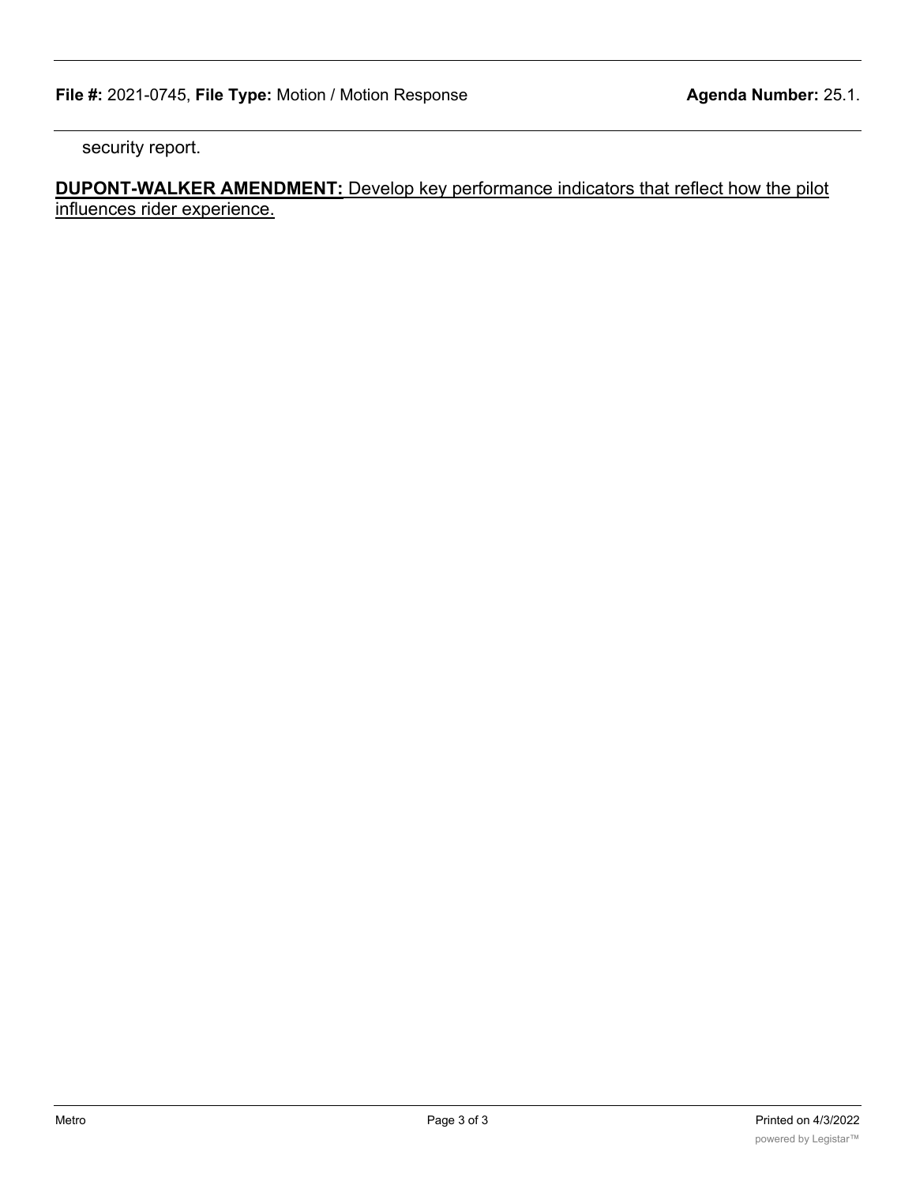security report.

<u>**DUPONT-WALKER AMENDMENT:** Develop key performance indicators that reflect how the pilot influences rider experience.</u>